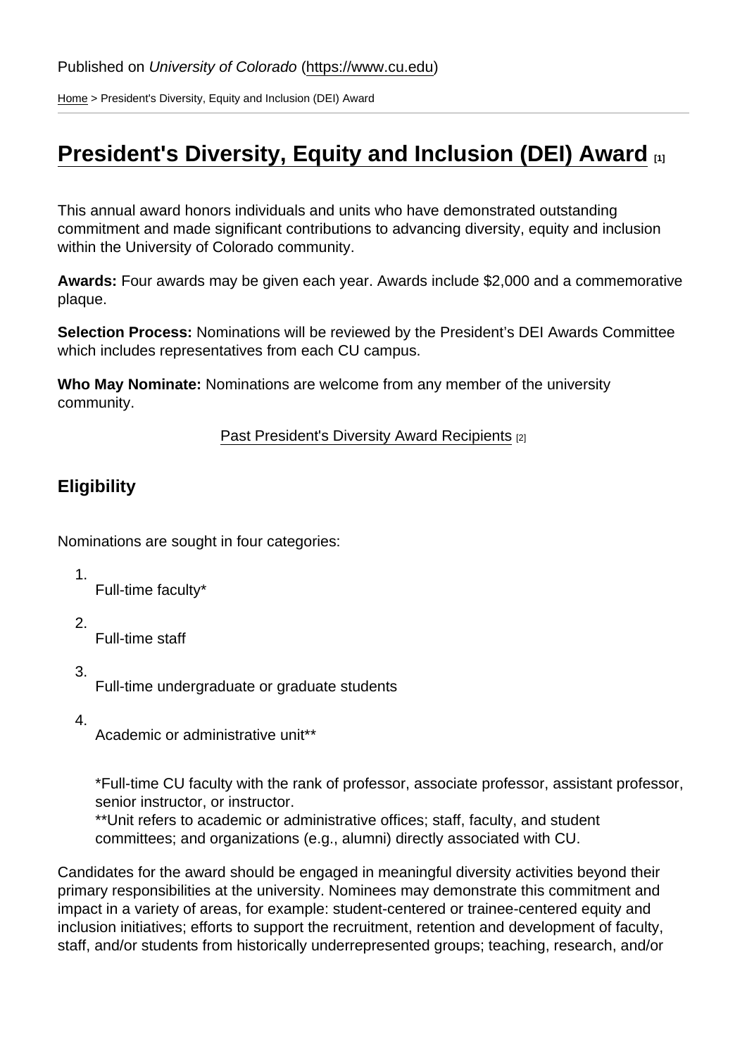Published on *University of Colorado* (https://www.cu.edu)

Home > President's Diversity, Equity and Inclusion (DEI) Award

# President's Diversity, Equity and Inclusion (DEI) Award [1]

This annual award honors individuals and units who have demonstrated outstanding commitment and made significant contributions to advancing diversity, equity and inclusion within the University of Colorado community.

**Awards:** Four awards may be given each year. Awards include $2,000 and a commemorative plaque.

**Selection Process:** Nominations will be reviewed by the President's DEI Awards Committee which includes representatives from each CU campus.

**Who May Nominate:** Nominations are welcome from any member of the university community.

Past President's Diversity Award Recipients [2]

## Eligibility

Nominations are sought in four categories:

1. Full-time faculty*
2. Full-time staff
3. Full-time undergraduate or graduate students
4. Academic or administrative unit**

   *Full-time CU faculty with the rank of professor, associate professor, assistant professor, senior instructor, or instructor.
   **Unit refers to academic or administrative offices; staff, faculty, and student committees; and organizations (e.g., alumni) directly associated with CU.

Candidates for the award should be engaged in meaningful diversity activities beyond their primary responsibilities at the university. Nominees may demonstrate this commitment and impact in a variety of areas, for example: student-centered or trainee-centered equity and inclusion initiatives; efforts to support the recruitment, retention and development of faculty, staff, and/or students from historically underrepresented groups; teaching, research, and/or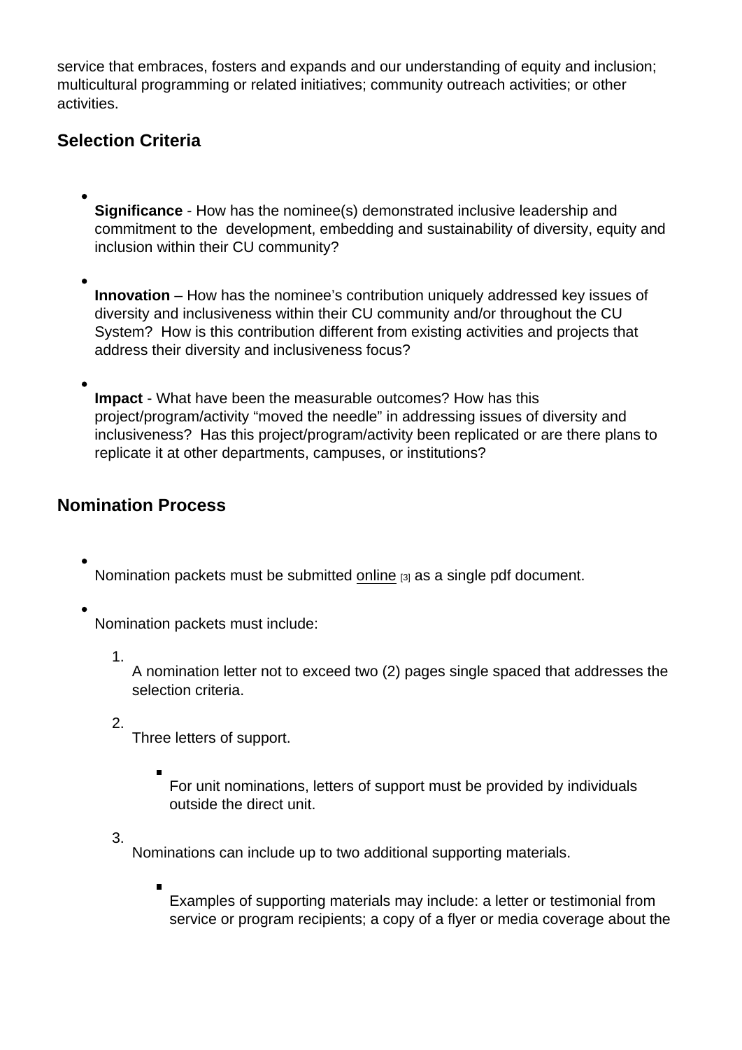service that embraces, fosters and expands and our understanding of equity and inclusion; multicultural programming or related initiatives; community outreach activities; or other activities.

## Selection Criteria

- **Significance** - How has the nominee(s) demonstrated inclusive leadership and commitment to the development, embedding and sustainability of diversity, equity and inclusion within their CU community?
- **Innovation** – How has the nominee's contribution uniquely addressed key issues of diversity and inclusiveness within their CU community and/or throughout the CU System? How is this contribution different from existing activities and projects that address their diversity and inclusiveness focus?
- **Impact** - What have been the measurable outcomes? How has this project/program/activity "moved the needle" in addressing issues of diversity and inclusiveness? Has this project/program/activity been replicated or are there plans to replicate it at other departments, campuses, or institutions?

## Nomination Process

- Nomination packets must be submitted online [3] as a single pdf document.
- Nomination packets must include:
  1. A nomination letter not to exceed two (2) pages single spaced that addresses the selection criteria.
  2. Three letters of support.
     - For unit nominations, letters of support must be provided by individuals outside the direct unit.
  3. Nominations can include up to two additional supporting materials.
     - Examples of supporting materials may include: a letter or testimonial from service or program recipients; a copy of a flyer or media coverage about the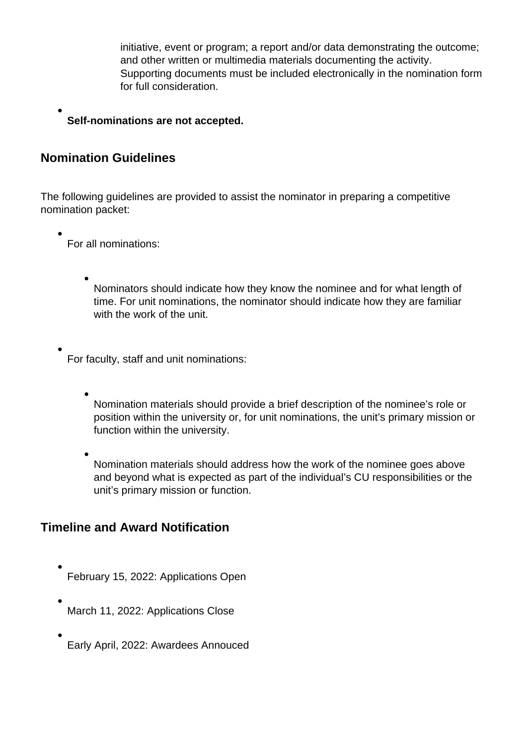initiative, event or program; a report and/or data demonstrating the outcome; and other written or multimedia materials documenting the activity. Supporting documents must be included electronically in the nomination form for full consideration.

- **Self-nominations are not accepted.**

## Nomination Guidelines

The following guidelines are provided to assist the nominator in preparing a competitive nomination packet:

- For all nominations:
  - Nominators should indicate how they know the nominee and for what length of time. For unit nominations, the nominator should indicate how they are familiar with the work of the unit.
- For faculty, staff and unit nominations:
  - Nomination materials should provide a brief description of the nominee's role or position within the university or, for unit nominations, the unit's primary mission or function within the university.
  - Nomination materials should address how the work of the nominee goes above and beyond what is expected as part of the individual's CU responsibilities or the unit's primary mission or function.

## Timeline and Award Notification

- February 15, 2022: Applications Open
- March 11, 2022: Applications Close
- Early April, 2022: Awardees Annouced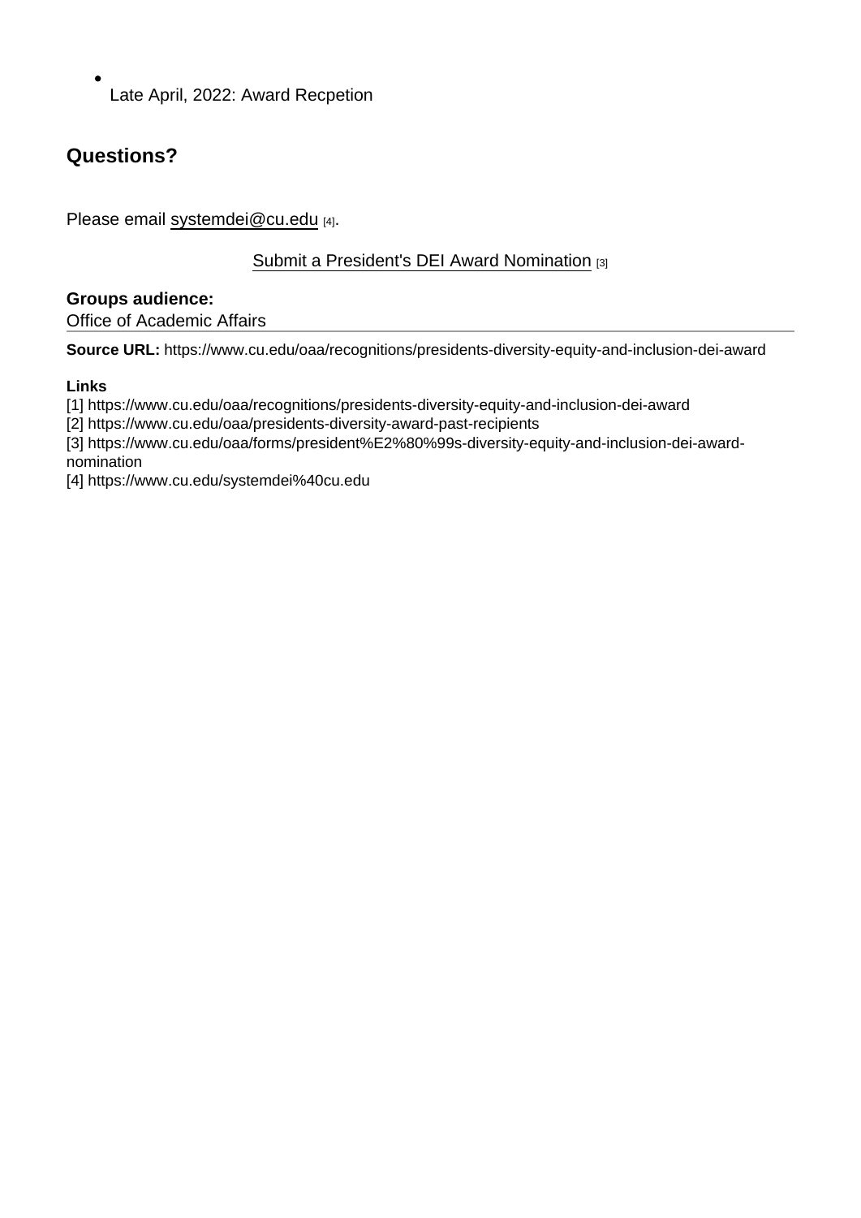- Late April, 2022: Award Recpetion

## Questions?

Please email systemdei@cu.edu [4].

Submit a President's DEI Award Nomination [3]

**Groups audience:**
Office of Academic Affairs

**Source URL:** https://www.cu.edu/oaa/recognitions/presidents-diversity-equity-and-inclusion-dei-award

**Links**
[1] https://www.cu.edu/oaa/recognitions/presidents-diversity-equity-and-inclusion-dei-award
[2] https://www.cu.edu/oaa/presidents-diversity-award-past-recipients
[3] https://www.cu.edu/oaa/forms/president%E2%80%99s-diversity-equity-and-inclusion-dei-award-nomination
[4] https://www.cu.edu/systemdei%40cu.edu